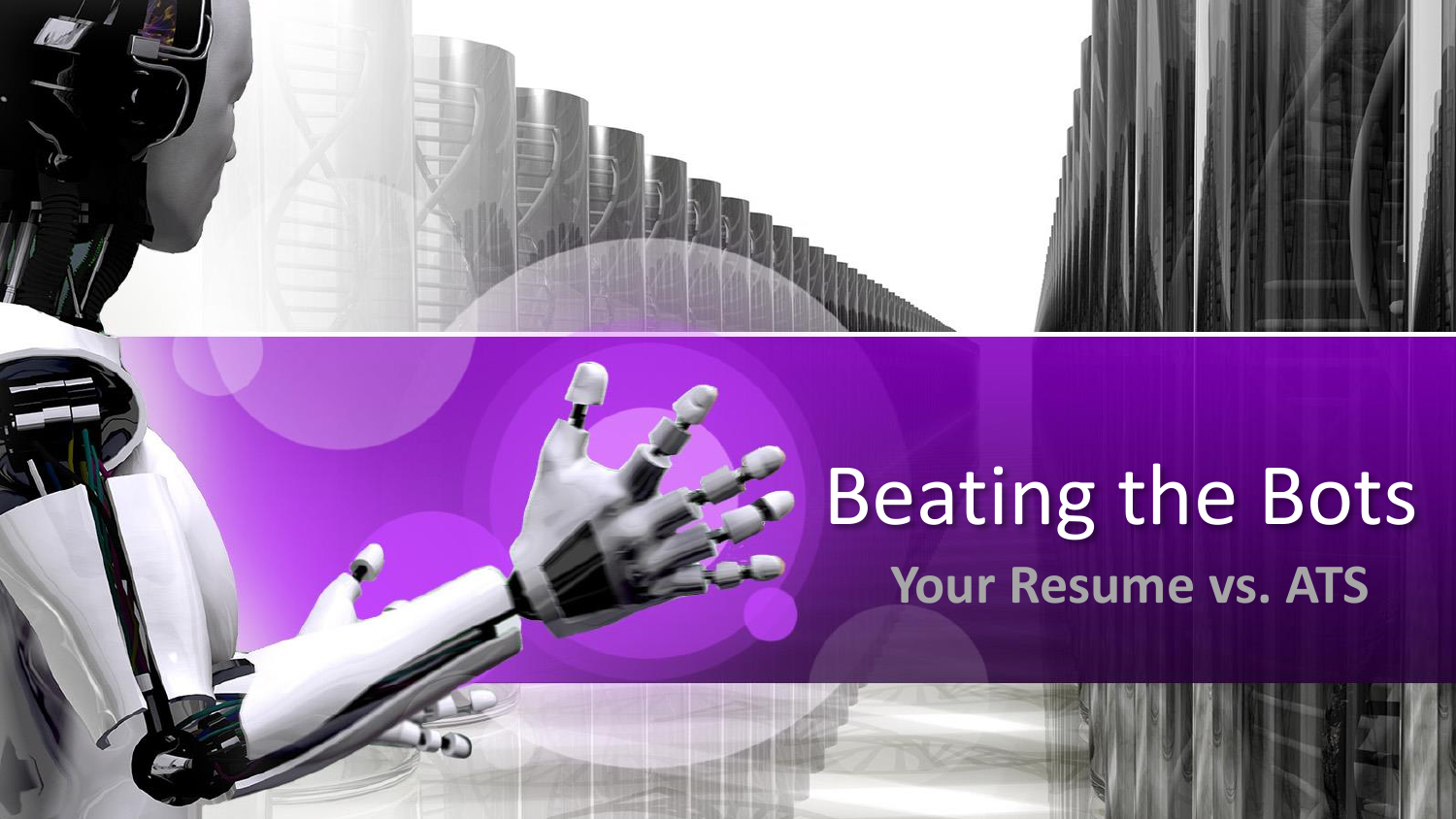# Beating the Bots

## Your Resume vs. ATS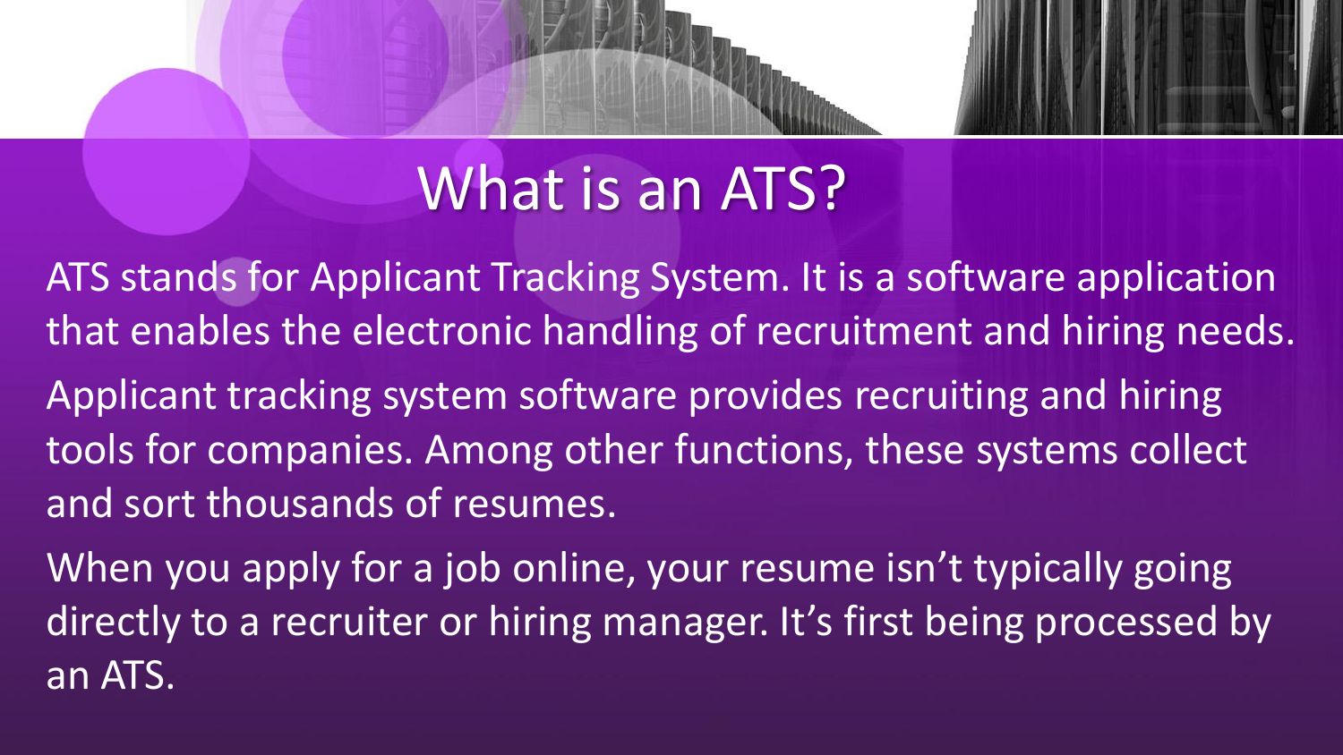# What is an ATS?

ATS stands for Applicant Tracking System. It is a software application that enables the electronic handling of recruitment and hiring needs.

Applicant tracking system software provides recruiting and hiring tools for companies. Among other functions, these systems collect and sort thousands of resumes.

When you apply for a job online, your resume isn't typically going directly to a recruiter or hiring manager. It's first being processed by an ATS.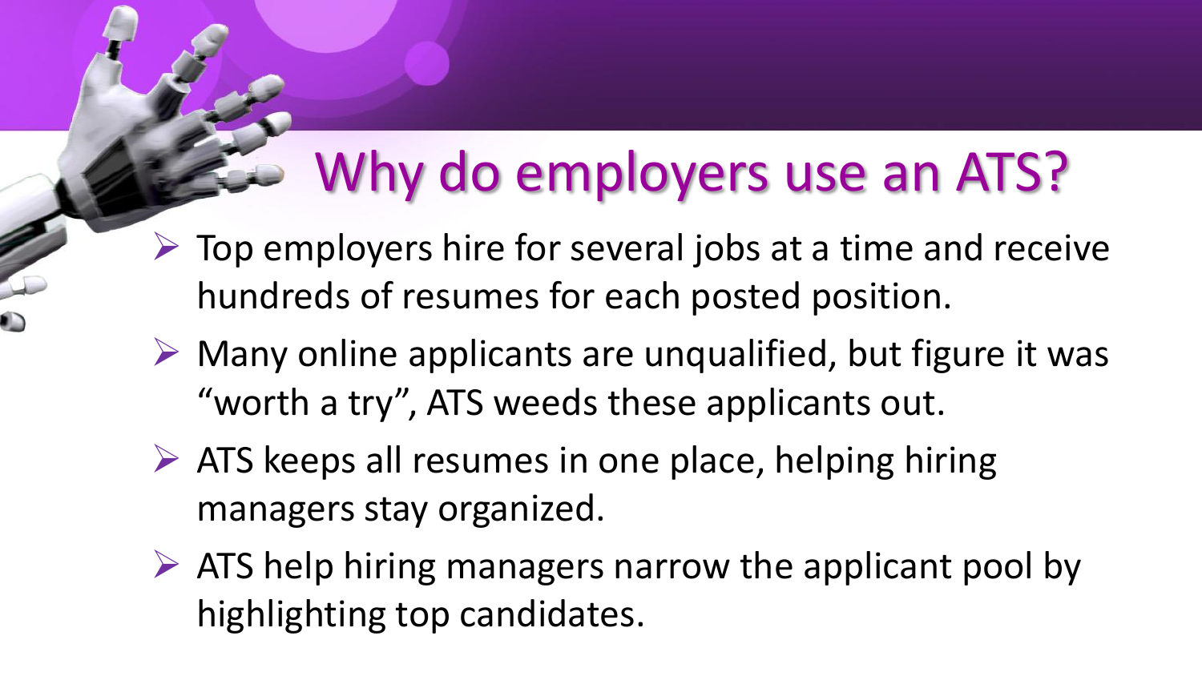# Why do employers use an ATS?

- Top employers hire for several jobs at a time and receive hundreds of resumes for each posted position.
- Many online applicants are unqualified, but figure it was "worth a try", ATS weeds these applicants out.
- ATS keeps all resumes in one place, helping hiring managers stay organized.
- ATS help hiring managers narrow the applicant pool by highlighting top candidates.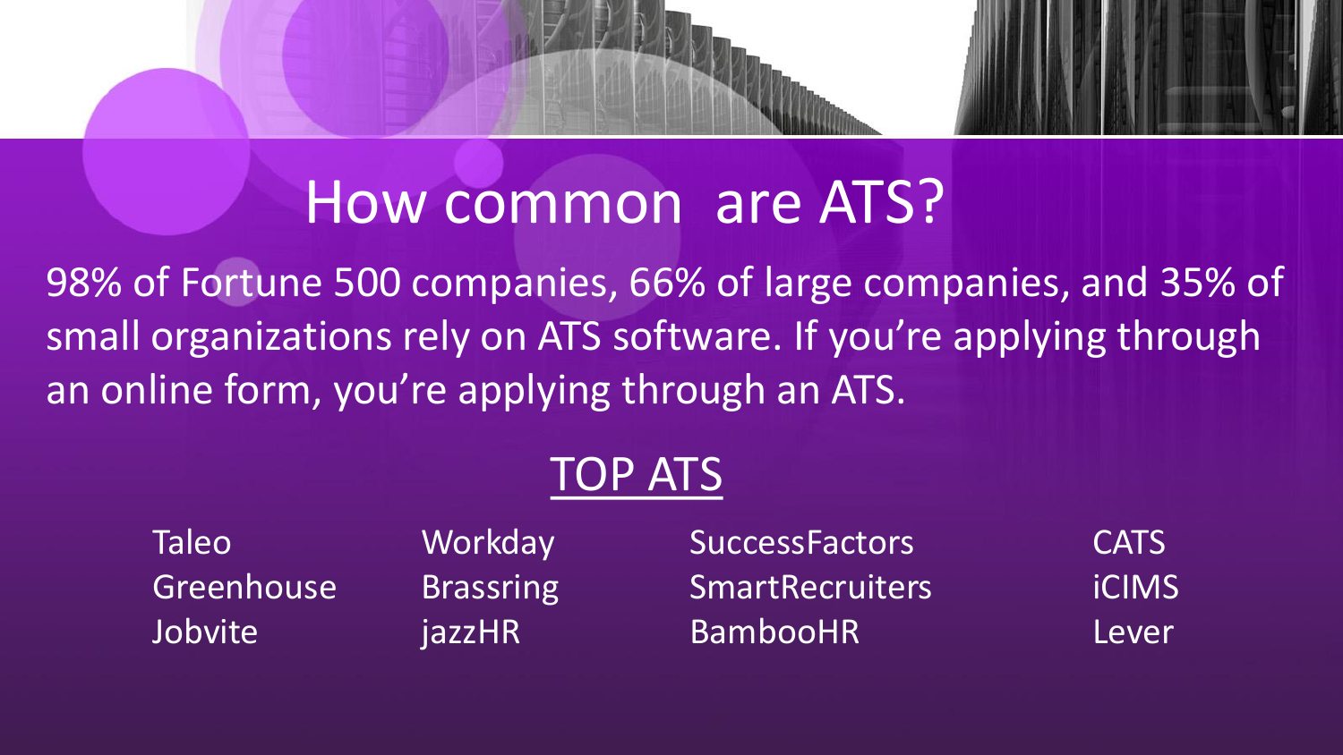# How common are ATS?

98% of Fortune 500 companies, 66% of large companies, and 35% of small organizations rely on ATS software. If you're applying through an online form, you're applying through an ATS.

## TOP ATS

| | | | |
|---|---|---|---|
| Taleo | Workday | SuccessFactors | CATS |
| Greenhouse | Brassring | SmartRecruiters | iCIMS |
| Jobvite | jazzHR | BambooHR | Lever |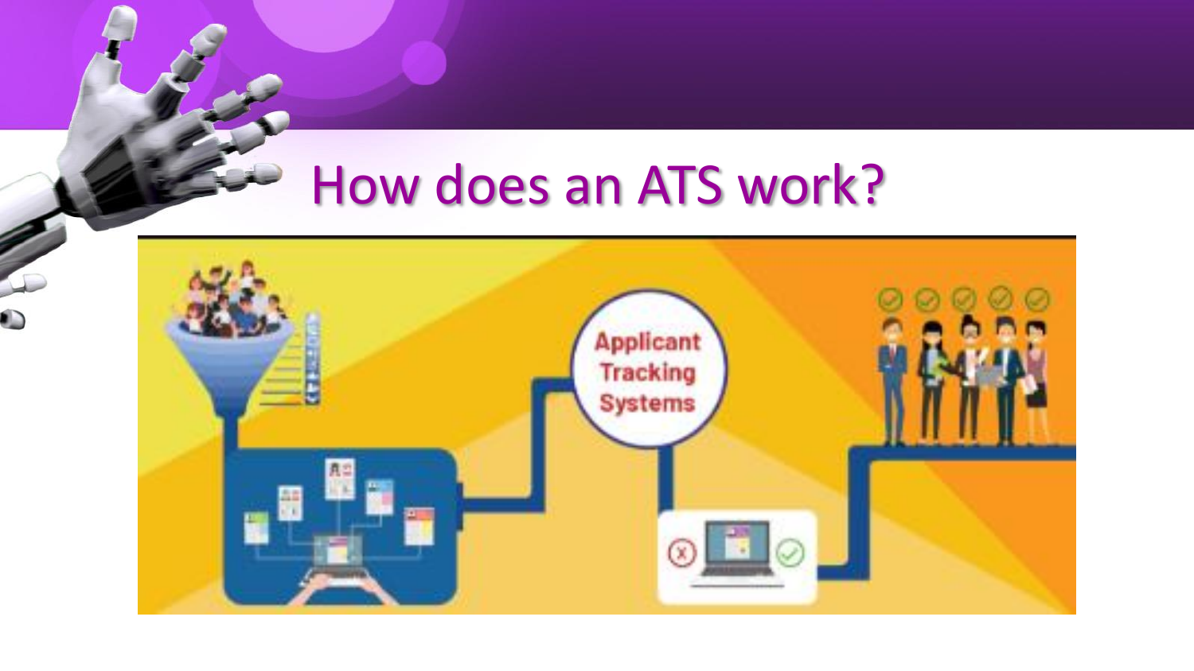# How does an ATS work?

Applicant Tracking Systems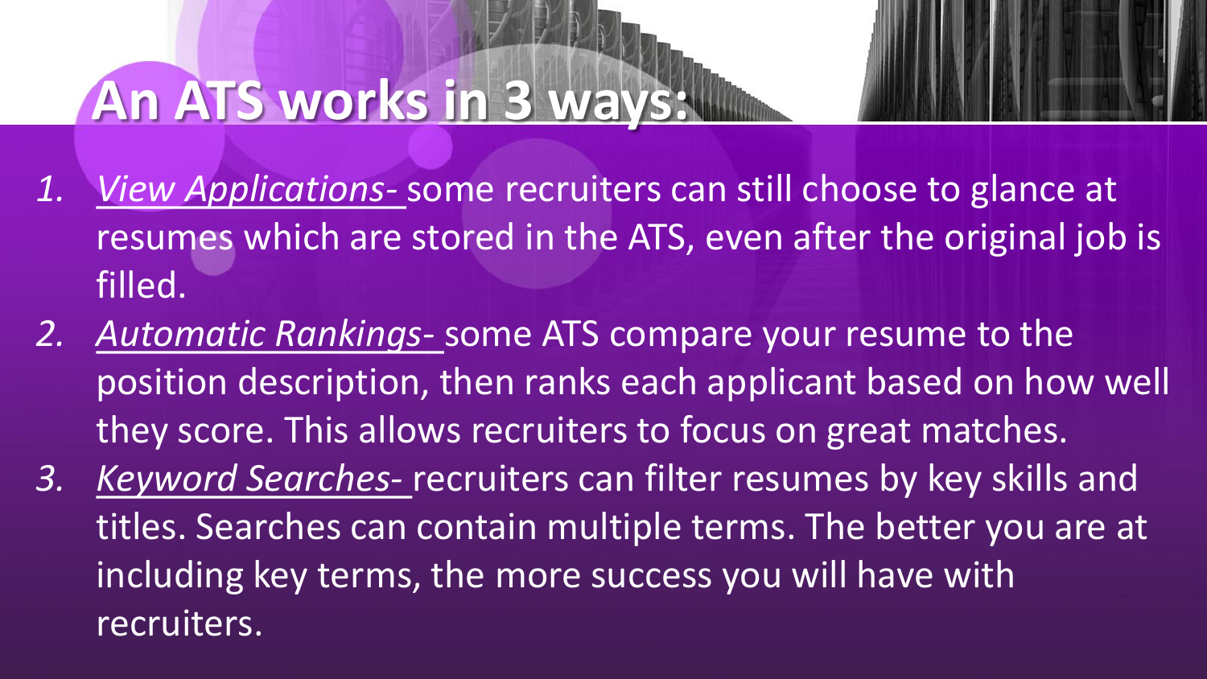# An ATS works in 3 ways:

1. *View Applications-* some recruiters can still choose to glance at resumes which are stored in the ATS, even after the original job is filled.
2. *Automatic Rankings-* some ATS compare your resume to the position description, then ranks each applicant based on how well they score. This allows recruiters to focus on great matches.
3. *Keyword Searches-* recruiters can filter resumes by key skills and titles. Searches can contain multiple terms. The better you are at including key terms, the more success you will have with recruiters.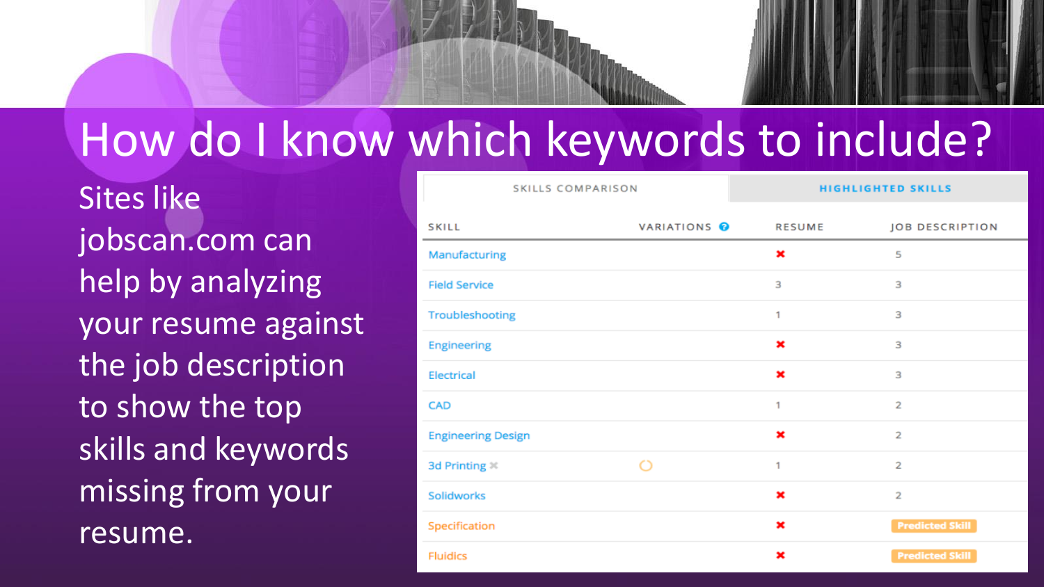# How do I know which keywords to include?

Sites like jobscan.com can help by analyzing your resume against the job description to show the top skills and keywords missing from your resume.

| SKILLS COMPARISON | | HIGHLIGHTED SKILLS | |
|---|---|---|---|
| **SKILL** | **VARIATIONS** | **RESUME** | **JOB DESCRIPTION** |
| Manufacturing | | ✖ | 5 |
| Field Service | | 3 | 3 |
| Troubleshooting | | 1 | 3 |
| Engineering | | ✖ | 3 |
| Electrical | | ✖ | 3 |
| CAD | | 1 | 2 |
| Engineering Design | | ✖ | 2 |
| 3d Printing | | 1 | 2 |
| Solidworks | | ✖ | 2 |
| Specification | | ✖ | Predicted Skill |
| Fluidics | | ✖ | Predicted Skill |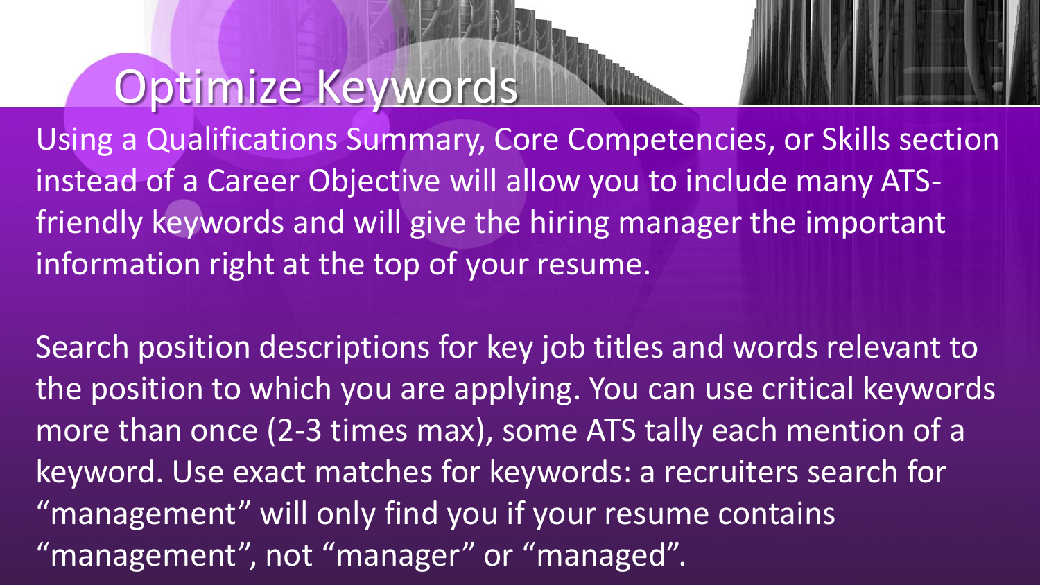# Optimize Keywords

Using a Qualifications Summary, Core Competencies, or Skills section instead of a Career Objective will allow you to include many ATS-friendly keywords and will give the hiring manager the important information right at the top of your resume.

Search position descriptions for key job titles and words relevant to the position to which you are applying. You can use critical keywords more than once (2-3 times max), some ATS tally each mention of a keyword. Use exact matches for keywords: a recruiters search for "management" will only find you if your resume contains "management", not "manager" or "managed".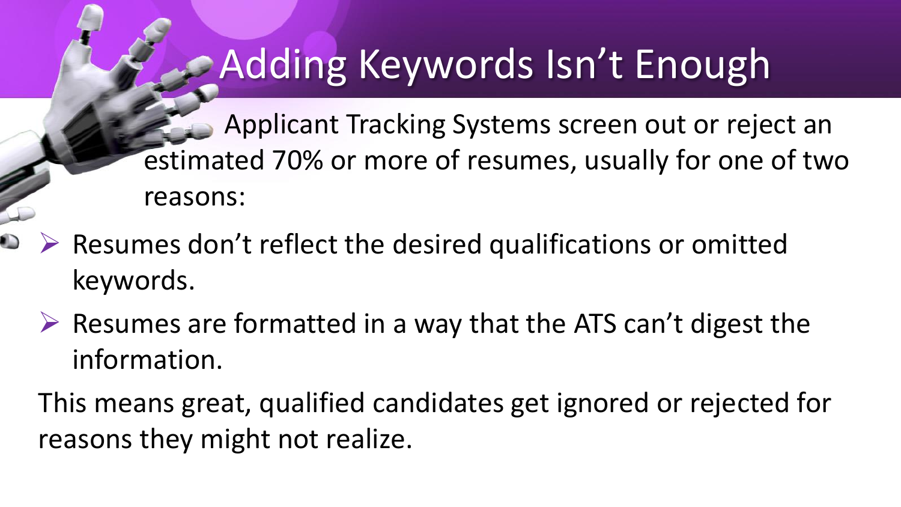# Adding Keywords Isn't Enough

Applicant Tracking Systems screen out or reject an estimated 70% or more of resumes, usually for one of two reasons:

- Resumes don't reflect the desired qualifications or omitted keywords.
- Resumes are formatted in a way that the ATS can't digest the information.

This means great, qualified candidates get ignored or rejected for reasons they might not realize.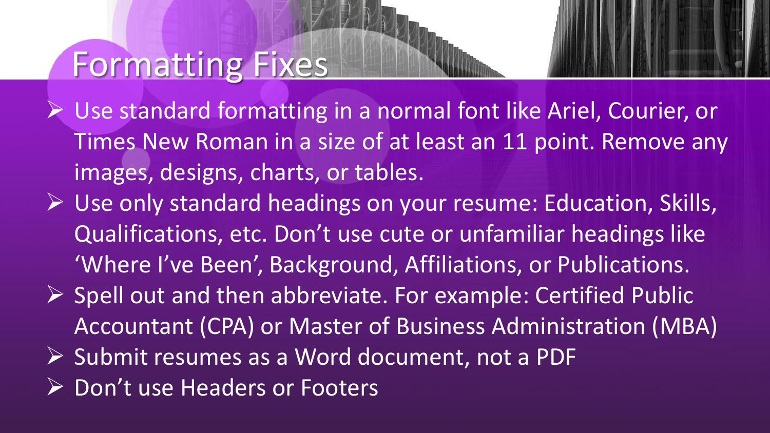# Formatting Fixes

- Use standard formatting in a normal font like Ariel, Courier, or Times New Roman in a size of at least an 11 point. Remove any images, designs, charts, or tables.
- Use only standard headings on your resume: Education, Skills, Qualifications, etc. Don't use cute or unfamiliar headings like 'Where I've Been', Background, Affiliations, or Publications.
- Spell out and then abbreviate. For example: Certified Public Accountant (CPA) or Master of Business Administration (MBA)
- Submit resumes as a Word document, not a PDF
- Don't use Headers or Footers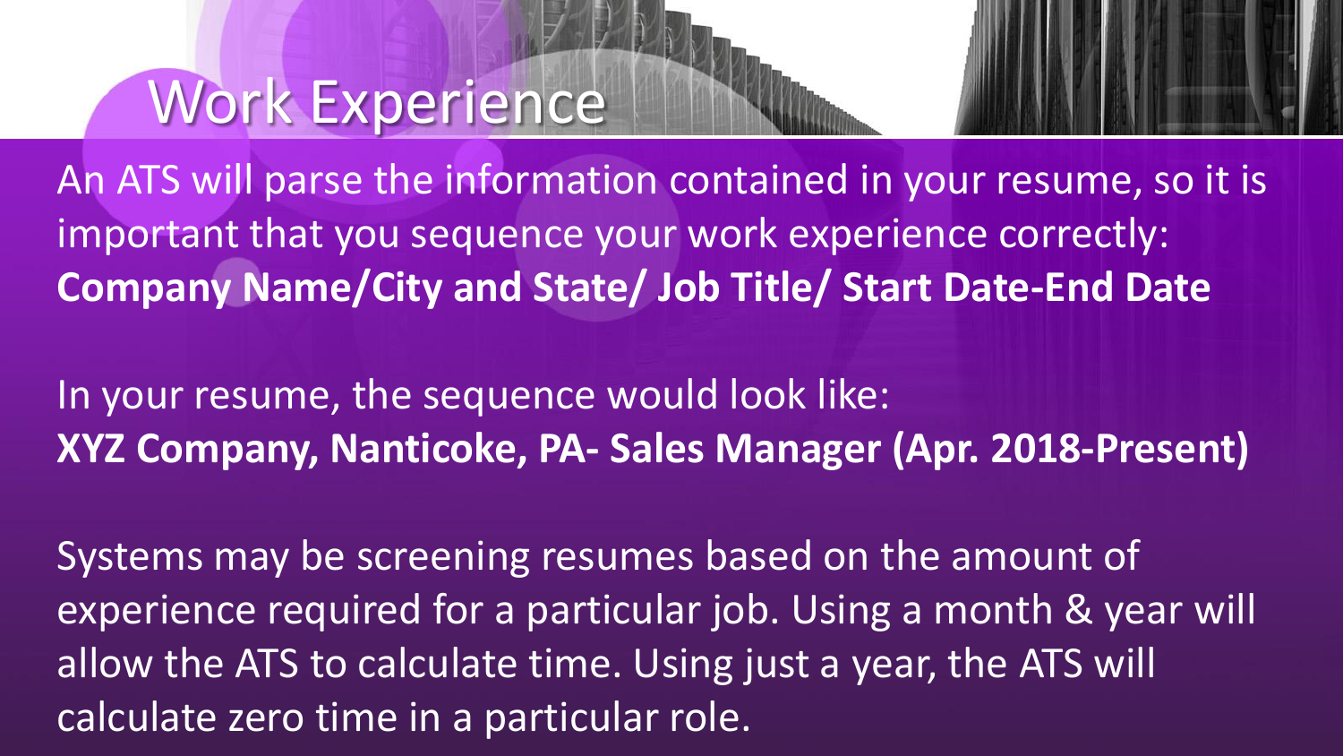# Work Experience

An ATS will parse the information contained in your resume, so it is important that you sequence your work experience correctly: **Company Name/City and State/ Job Title/ Start Date-End Date**

In your resume, the sequence would look like: **XYZ Company, Nanticoke, PA- Sales Manager (Apr. 2018-Present)**

Systems may be screening resumes based on the amount of experience required for a particular job. Using a month & year will allow the ATS to calculate time. Using just a year, the ATS will calculate zero time in a particular role.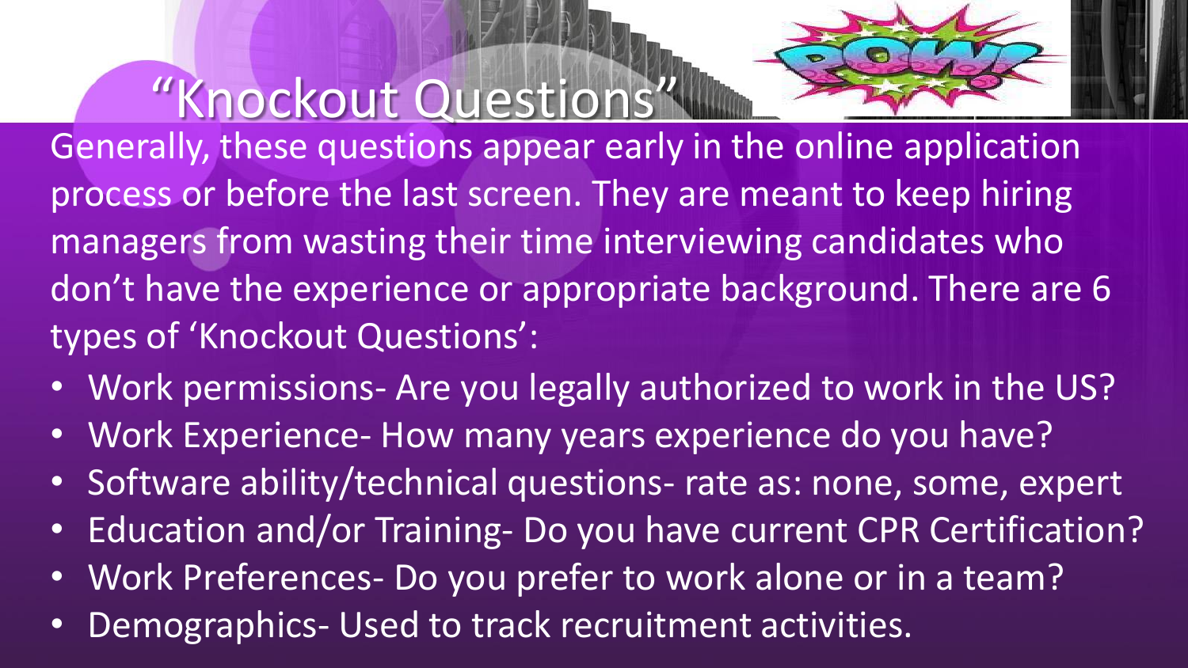# "Knockout Questions"

Generally, these questions appear early in the online application process or before the last screen. They are meant to keep hiring managers from wasting their time interviewing candidates who don't have the experience or appropriate background. There are 6 types of 'Knockout Questions':

- Work permissions- Are you legally authorized to work in the US?
- Work Experience- How many years experience do you have?
- Software ability/technical questions- rate as: none, some, expert
- Education and/or Training- Do you have current CPR Certification?
- Work Preferences- Do you prefer to work alone or in a team?
- Demographics- Used to track recruitment activities.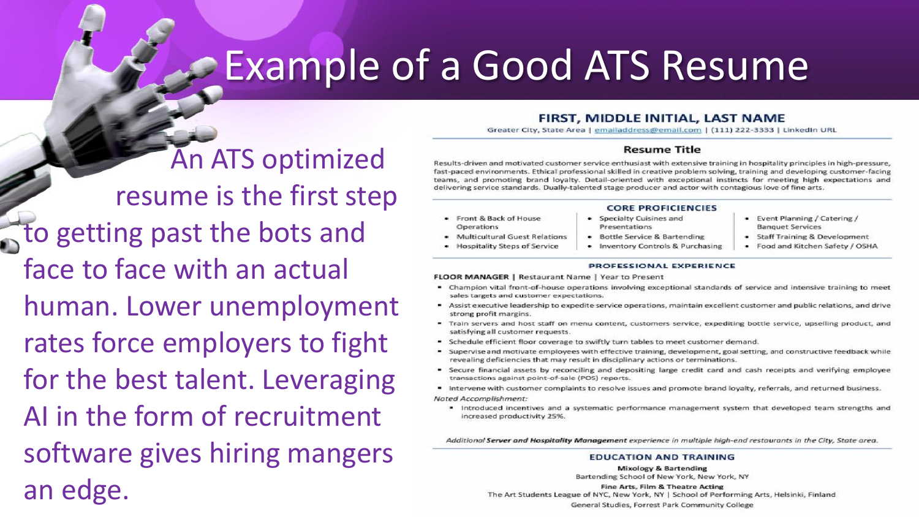# Example of a Good ATS Resume

An ATS optimized resume is the first step to getting past the bots and face to face with an actual human. Lower unemployment rates force employers to fight for the best talent. Leveraging AI in the form of recruitment software gives hiring mangers an edge.

**FIRST, MIDDLE INITIAL, LAST NAME**

Greater City, State Area | emailaddress@email.com | (111) 222-3333 | LinkedIn URL

**Resume Title**

Results-driven and motivated customer service enthusiast with extensive training in hospitality principles in high-pressure, fast-paced environments. Ethical professional skilled in creative problem solving, training and developing customer-facing teams, and promoting brand loyalty. Detail-oriented with exceptional instincts for meeting high expectations and delivering service standards. Dually-talented stage producer and actor with contagious love of fine arts.

**CORE PROFICIENCIES**

- Front & Back of House Operations
- Multicultural Guest Relations
- Hospitality Steps of Service
- Specialty Cuisines and Presentations
- Bottle Service & Bartending
- Inventory Controls & Purchasing
- Event Planning / Catering / Banquet Services
- Staff Training & Development
- Food and Kitchen Safety / OSHA

**PROFESSIONAL EXPERIENCE**

**FLOOR MANAGER** | Restaurant Name | Year to Present

- Champion vital front-of-house operations involving exceptional standards of service and intensive training to meet sales targets and customer expectations.
- Assist executive leadership to expedite service operations, maintain excellent customer and public relations, and drive strong profit margins.
- Train servers and host staff on menu content, customers service, expediting bottle service, upselling product, and satisfying all customer requests.
- Schedule efficient floor coverage to swiftly turn tables to meet customer demand.
- Supervise and motivate employees with effective training, development, goal setting, and constructive feedback while revealing deficiencies that may result in disciplinary actions or terminations.
- Secure financial assets by reconciling and depositing large credit card and cash receipts and verifying employee transactions against point-of-sale (POS) reports.
- Intervene with customer complaints to resolve issues and promote brand loyalty, referrals, and returned business.

*Noted Accomplishment:*

- Introduced incentives and a systematic performance management system that developed team strengths and increased productivity 25%.

*Additional **Server and Hospitality Management** experience in multiple high-end restaurants in the City, State area.*

**EDUCATION AND TRAINING**

**Mixology & Bartending**
Bartending School of New York, New York, NY

**Fine Arts, Film & Theatre Acting**
The Art Students League of NYC, New York, NY | School of Performing Arts, Helsinki, Finland

General Studies, Forrest Park Community College